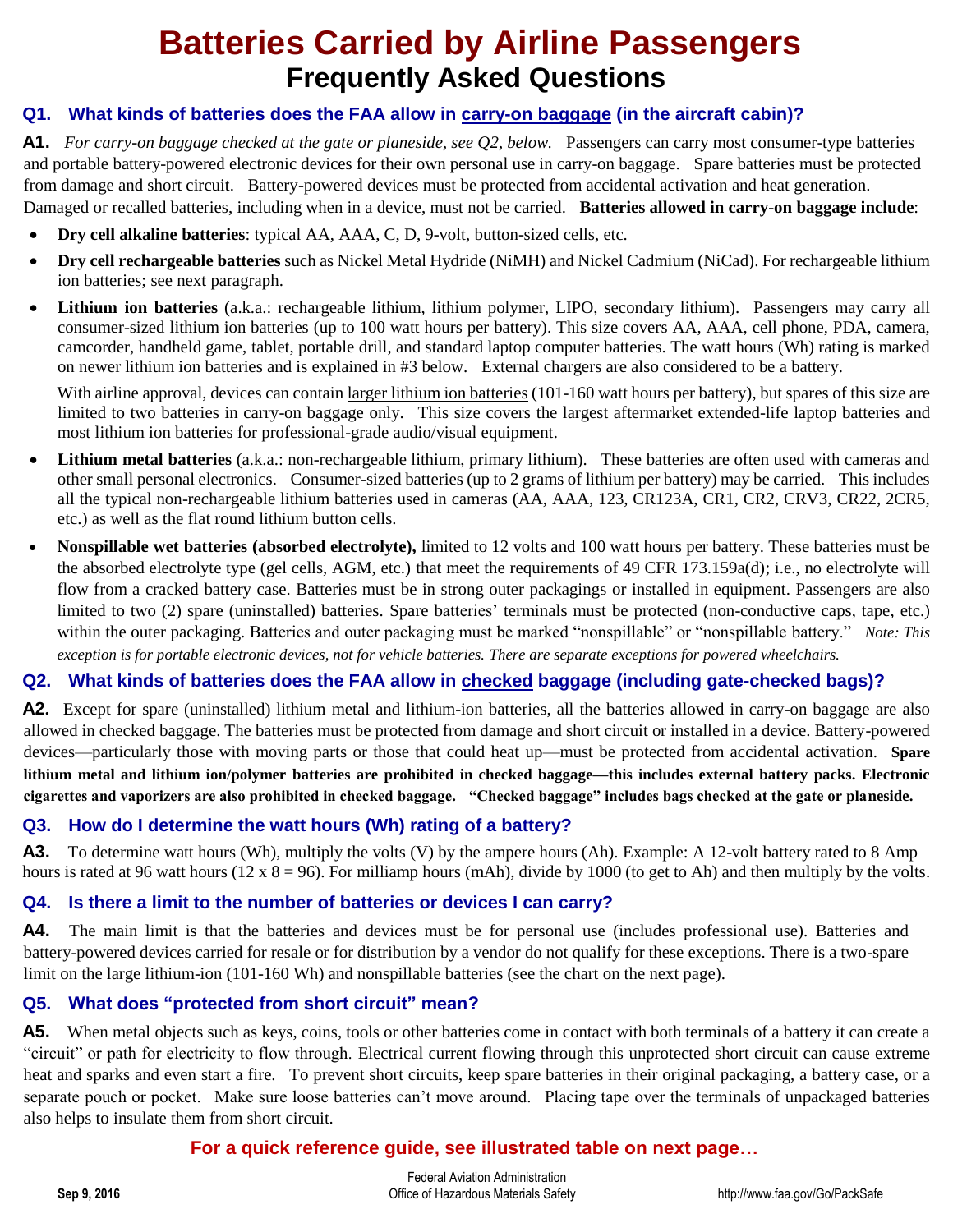# Batteries Carried by Airline Passengers

## Frequently Asked Questions

### Q1. What kinds of batteries does the FAA allow in carry-on baggage (in the aircraft cabin)?

**A1.** *For carry-on baggage checked at the gate or planeside, see Q2, below.* Passengers can carry most consumer-type batteries and portable battery-powered electronic devices for their own personal use in carry-on baggage. Spare batteries must be protected from damage and short circuit. Battery-powered devices must be protected from accidental activation and heat generation. Damaged or recalled batteries, including when in a device, must not be carried. **Batteries allowed in carry-on baggage include**:

- **Dry cell alkaline batteries**: typical AA, AAA, C, D, 9-volt, button-sized cells, etc.
- **Dry cell rechargeable batteries** such as Nickel Metal Hydride (NiMH) and Nickel Cadmium (NiCad). For rechargeable lithium ion batteries; see next paragraph.
- **Lithium ion batteries** (a.k.a.: rechargeable lithium, lithium polymer, LIPO, secondary lithium). Passengers may carry all consumer-sized lithium ion batteries (up to 100 watt hours per battery). This size covers AA, AAA, cell phone, PDA, camera, camcorder, handheld game, tablet, portable drill, and standard laptop computer batteries. The watt hours (Wh) rating is marked on newer lithium ion batteries and is explained in #3 below. External chargers are also considered to be a battery.

  With airline approval, devices can contain larger lithium ion batteries (101-160 watt hours per battery), but spares of this size are limited to two batteries in carry-on baggage only. This size covers the largest aftermarket extended-life laptop batteries and most lithium ion batteries for professional-grade audio/visual equipment.
- **Lithium metal batteries** (a.k.a.: non-rechargeable lithium, primary lithium). These batteries are often used with cameras and other small personal electronics. Consumer-sized batteries (up to 2 grams of lithium per battery) may be carried. This includes all the typical non-rechargeable lithium batteries used in cameras (AA, AAA, 123, CR123A, CR1, CR2, CRV3, CR22, 2CR5, etc.) as well as the flat round lithium button cells.
- **Nonspillable wet batteries (absorbed electrolyte),** limited to 12 volts and 100 watt hours per battery. These batteries must be the absorbed electrolyte type (gel cells, AGM, etc.) that meet the requirements of 49 CFR 173.159a(d); i.e., no electrolyte will flow from a cracked battery case. Batteries must be in strong outer packagings or installed in equipment. Passengers are also limited to two (2) spare (uninstalled) batteries. Spare batteries' terminals must be protected (non-conductive caps, tape, etc.) within the outer packaging. Batteries and outer packaging must be marked "nonspillable" or "nonspillable battery." *Note: This exception is for portable electronic devices, not for vehicle batteries. There are separate exceptions for powered wheelchairs.*

### Q2. What kinds of batteries does the FAA allow in checked baggage (including gate-checked bags)?

**A2.** Except for spare (uninstalled) lithium metal and lithium-ion batteries, all the batteries allowed in carry-on baggage are also allowed in checked baggage. The batteries must be protected from damage and short circuit or installed in a device. Battery-powered devices—particularly those with moving parts or those that could heat up—must be protected from accidental activation. **Spare lithium metal and lithium ion/polymer batteries are prohibited in checked baggage—this includes external battery packs. Electronic cigarettes and vaporizers are also prohibited in checked baggage. "Checked baggage" includes bags checked at the gate or planeside.**

### Q3. How do I determine the watt hours (Wh) rating of a battery?

**A3.** To determine watt hours (Wh), multiply the volts (V) by the ampere hours (Ah). Example: A 12-volt battery rated to 8 Amp hours is rated at 96 watt hours (12 x 8 = 96). For milliamp hours (mAh), divide by 1000 (to get to Ah) and then multiply by the volts.

### Q4. Is there a limit to the number of batteries or devices I can carry?

**A4.** The main limit is that the batteries and devices must be for personal use (includes professional use). Batteries and battery-powered devices carried for resale or for distribution by a vendor do not qualify for these exceptions. There is a two-spare limit on the large lithium-ion (101-160 Wh) and nonspillable batteries (see the chart on the next page).

### Q5. What does "protected from short circuit" mean?

**A5.** When metal objects such as keys, coins, tools or other batteries come in contact with both terminals of a battery it can create a "circuit" or path for electricity to flow through. Electrical current flowing through this unprotected short circuit can cause extreme heat and sparks and even start a fire. To prevent short circuits, keep spare batteries in their original packaging, a battery case, or a separate pouch or pocket. Make sure loose batteries can't move around. Placing tape over the terminals of unpackaged batteries also helps to insulate them from short circuit.

**For a quick reference guide, see illustrated table on next page…**

Sep 9, 2016 — Federal Aviation Administration, Office of Hazardous Materials Safety — http://www.faa.gov/Go/PackSafe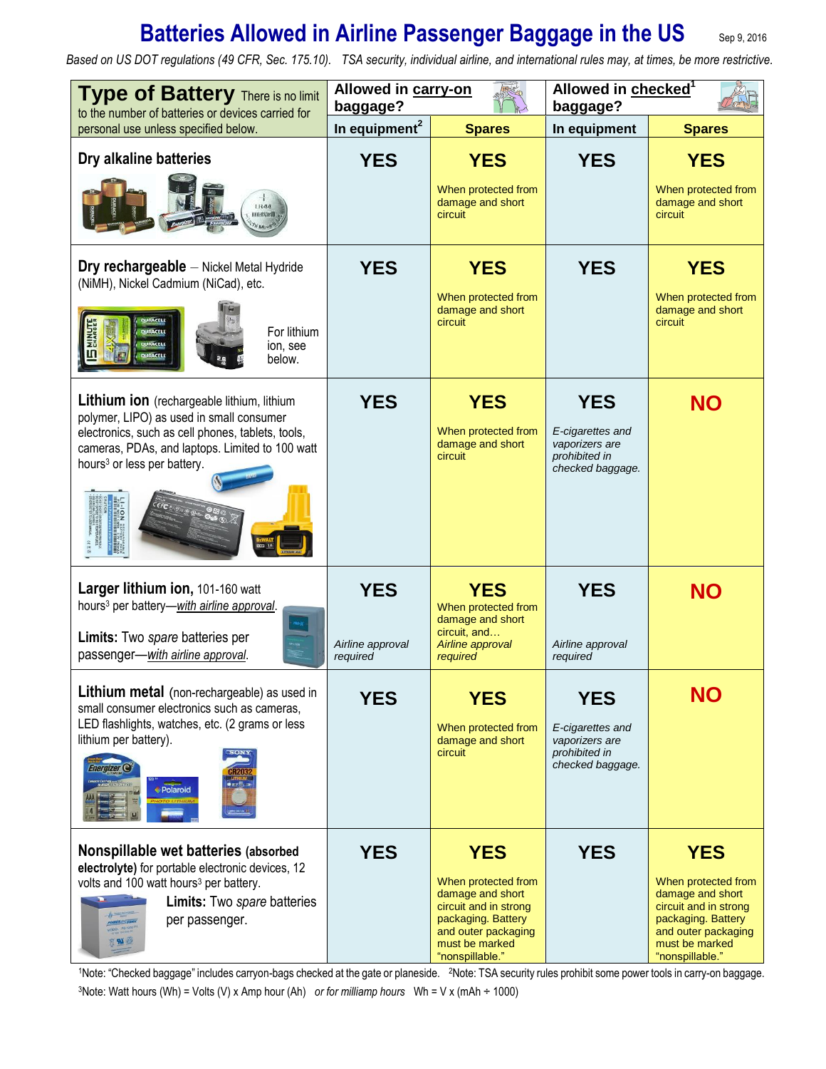# Batteries Allowed in Airline Passenger Baggage in the US

Sep 9, 2016

*Based on US DOT regulations (49 CFR, Sec. 175.10). TSA security, individual airline, and international rules may, at times, be more restrictive.*

| **Type of Battery** There is no limit to the number of batteries or devices carried for personal use unless specified below. | **Allowed in carry-on baggage?** | | **Allowed in checked[1] baggage?** | |
|---|---|---|---|---|
| | **In equipment[2]** | **Spares** | **In equipment** | **Spares** |
| **Dry alkaline batteries** | **YES** | **YES** When protected from damage and short circuit | **YES** | **YES** When protected from damage and short circuit |
| **Dry rechargeable** – Nickel Metal Hydride (NiMH), Nickel Cadmium (NiCad), etc. For lithium ion, see below. | **YES** | **YES** When protected from damage and short circuit | **YES** | **YES** When protected from damage and short circuit |
| **Lithium ion** (rechargeable lithium, lithium polymer, LIPO) as used in small consumer electronics, such as cell phones, tablets, tools, cameras, PDAs, and laptops. Limited to 100 watt hours[3] or less per battery. | **YES** | **YES** When protected from damage and short circuit | **YES** *E-cigarettes and vaporizers are prohibited in checked baggage.* | **NO** |
| **Larger lithium ion,** 101-160 watt hours[3] per battery—*with airline approval*. **Limits:** Two *spare* batteries per passenger—*with airline approval*. | **YES** *Airline approval required* | **YES** When protected from damage and short circuit, and… *Airline approval required* | **YES** *Airline approval required* | **NO** |
| **Lithium metal** (non-rechargeable) as used in small consumer electronics such as cameras, LED flashlights, watches, etc. (2 grams or less lithium per battery). | **YES** | **YES** When protected from damage and short circuit | **YES** *E-cigarettes and vaporizers are prohibited in checked baggage.* | **NO** |
| **Nonspillable wet batteries (absorbed electrolyte)** for portable electronic devices, 12 volts and 100 watt hours[3] per battery. **Limits:** Two *spare* batteries per passenger. | **YES** | **YES** When protected from damage and short circuit and in strong packaging. Battery and outer packaging must be marked "nonspillable." | **YES** | **YES** When protected from damage and short circuit and in strong packaging. Battery and outer packaging must be marked "nonspillable." |

[1]Note: "Checked baggage" includes carryon-bags checked at the gate or planeside. [2]Note: TSA security rules prohibit some power tools in carry-on baggage.

[3]Note: Watt hours (Wh) = Volts (V) x Amp hour (Ah) *or for milliamp hours* Wh = V x (mAh ÷ 1000)